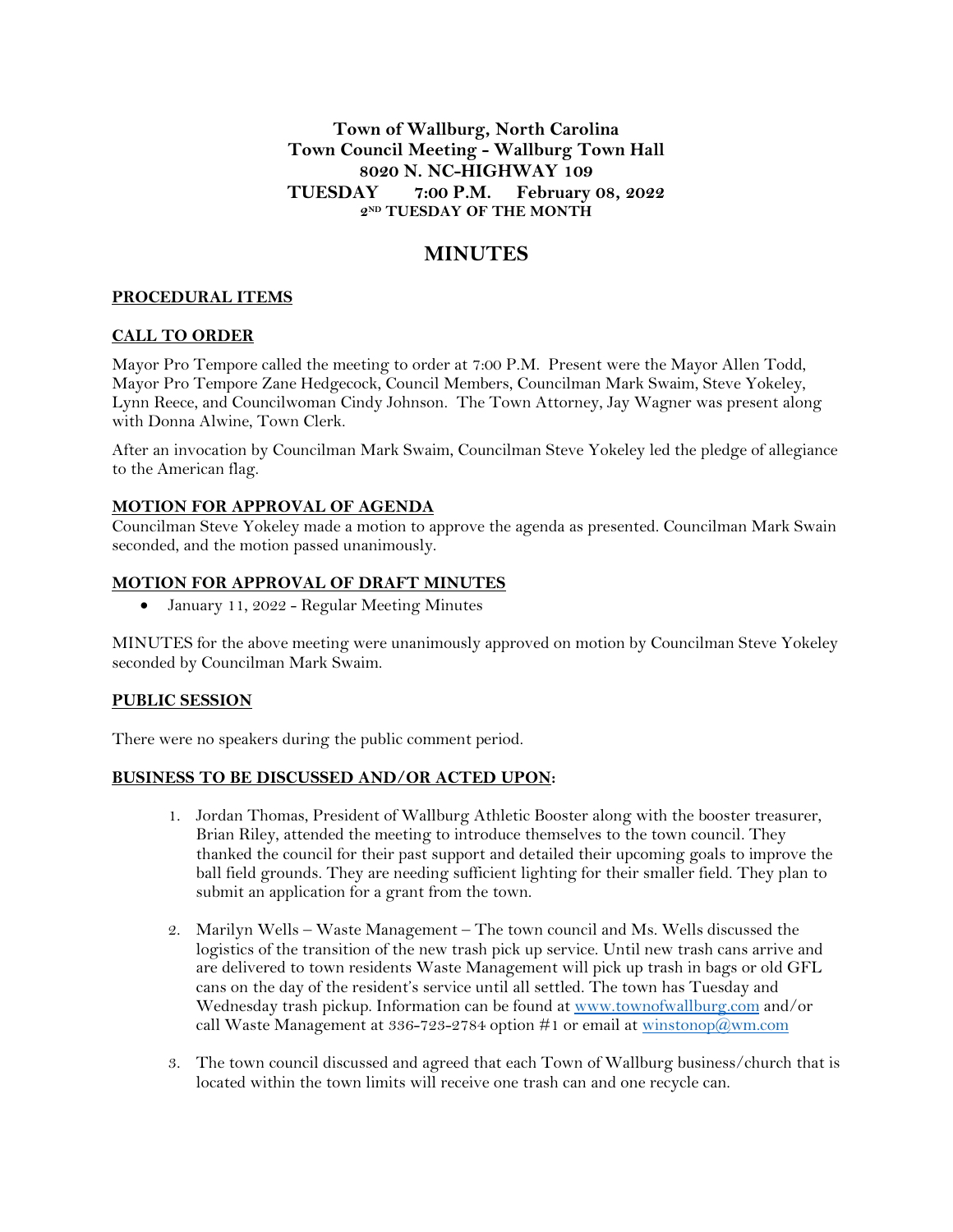**Town of Wallburg, North Carolina**
**Town Council Meeting - Wallburg Town Hall**
**8020 N. NC-HIGHWAY 109**
**TUESDAY 7:00 P.M. February 08, 2022**
**2ND TUESDAY OF THE MONTH**

# MINUTES

## PROCEDURAL ITEMS

## CALL TO ORDER

Mayor Pro Tempore called the meeting to order at 7:00 P.M. Present were the Mayor Allen Todd, Mayor Pro Tempore Zane Hedgecock, Council Members, Councilman Mark Swaim, Steve Yokeley, Lynn Reece, and Councilwoman Cindy Johnson. The Town Attorney, Jay Wagner was present along with Donna Alwine, Town Clerk.

After an invocation by Councilman Mark Swaim, Councilman Steve Yokeley led the pledge of allegiance to the American flag.

## MOTION FOR APPROVAL OF AGENDA

Councilman Steve Yokeley made a motion to approve the agenda as presented. Councilman Mark Swain seconded, and the motion passed unanimously.

## MOTION FOR APPROVAL OF DRAFT MINUTES

- January 11, 2022 - Regular Meeting Minutes

MINUTES for the above meeting were unanimously approved on motion by Councilman Steve Yokeley seconded by Councilman Mark Swaim.

## PUBLIC SESSION

There were no speakers during the public comment period.

## BUSINESS TO BE DISCUSSED AND/OR ACTED UPON:

1. Jordan Thomas, President of Wallburg Athletic Booster along with the booster treasurer, Brian Riley, attended the meeting to introduce themselves to the town council. They thanked the council for their past support and detailed their upcoming goals to improve the ball field grounds. They are needing sufficient lighting for their smaller field. They plan to submit an application for a grant from the town.

2. Marilyn Wells – Waste Management – The town council and Ms. Wells discussed the logistics of the transition of the new trash pick up service. Until new trash cans arrive and are delivered to town residents Waste Management will pick up trash in bags or old GFL cans on the day of the resident's service until all settled. The town has Tuesday and Wednesday trash pickup. Information can be found at www.townofwallburg.com and/or call Waste Management at 336-723-2784 option #1 or email at winstonop@wm.com

3. The town council discussed and agreed that each Town of Wallburg business/church that is located within the town limits will receive one trash can and one recycle can.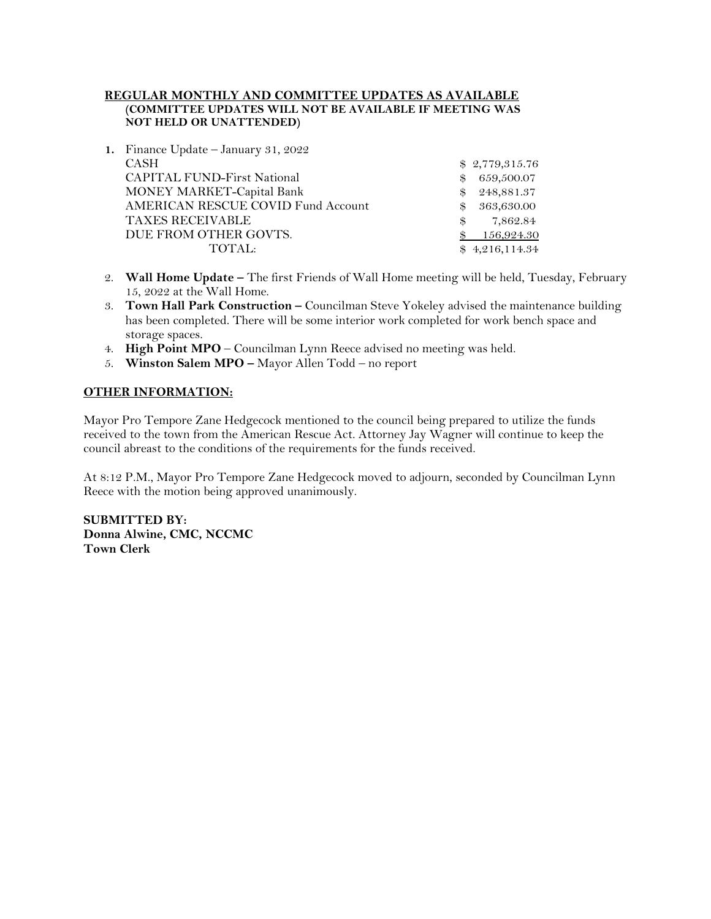**REGULAR MONTHLY AND COMMITTEE UPDATES AS AVAILABLE**
**(COMMITTEE UPDATES WILL NOT BE AVAILABLE IF MEETING WAS NOT HELD OR UNATTENDED)**

1. Finance Update – January 31, 2022

| | |
|---|---|
| CASH | $ 2,779,315.76 |
| CAPITAL FUND-First National | $ 659,500.07 |
| MONEY MARKET-Capital Bank | $ 248,881.37 |
| AMERICAN RESCUE COVID Fund Account | $ 363,630.00 |
| TAXES RECEIVABLE | $ 7,862.84 |
| DUE FROM OTHER GOVTS. | $ 156,924.30 |
| TOTAL: | $ 4,216,114.34 |

2. **Wall Home Update –** The first Friends of Wall Home meeting will be held, Tuesday, February 15, 2022 at the Wall Home.
3. **Town Hall Park Construction –** Councilman Steve Yokeley advised the maintenance building has been completed. There will be some interior work completed for work bench space and storage spaces.
4. **High Point MPO** – Councilman Lynn Reece advised no meeting was held.
5. **Winston Salem MPO –** Mayor Allen Todd – no report

**OTHER INFORMATION:**

Mayor Pro Tempore Zane Hedgecock mentioned to the council being prepared to utilize the funds received to the town from the American Rescue Act. Attorney Jay Wagner will continue to keep the council abreast to the conditions of the requirements for the funds received.

At 8:12 P.M., Mayor Pro Tempore Zane Hedgecock moved to adjourn, seconded by Councilman Lynn Reece with the motion being approved unanimously.

**SUBMITTED BY:**
**Donna Alwine, CMC, NCCMC**
**Town Clerk**